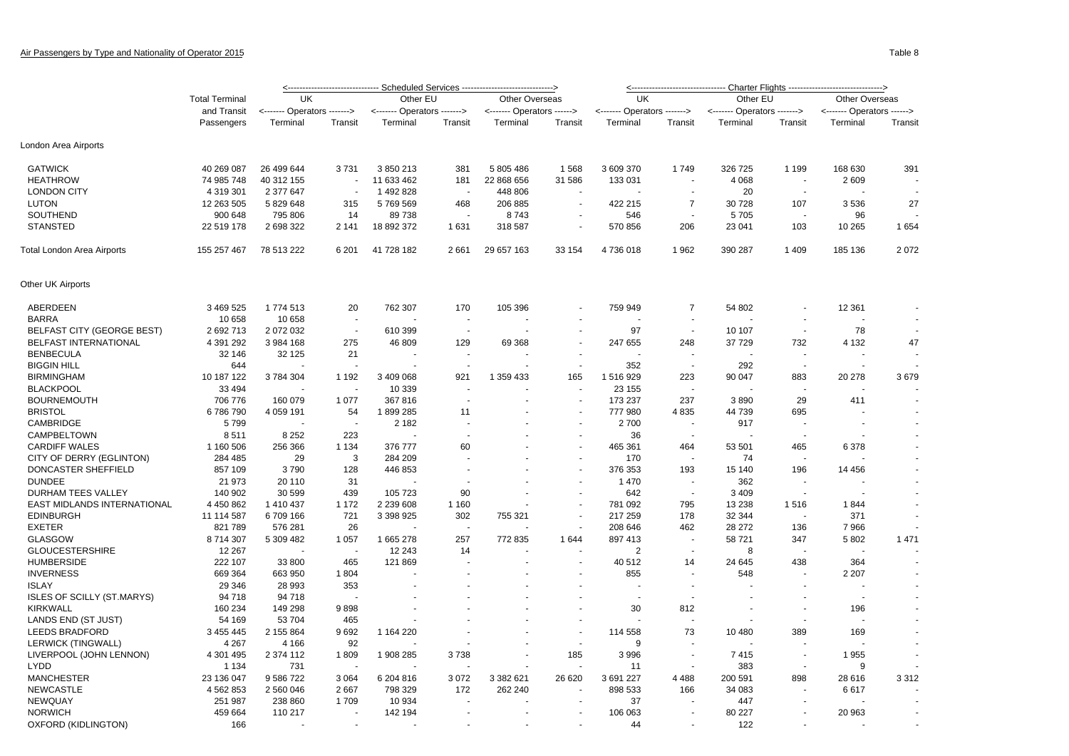## Air Passengers by Type and Nationality of Operator 2015

Table 8

| | Total Terminal and Transit Passengers | Scheduled Services | | | | | | Charter Flights | | | | | |
|---|---|---|---|---|---|---|---|---|---|---|---|---|---|
| | | UK Operators | | Other EU Operators | | Other Overseas Operators | | UK Operators | | Other EU Operators | | Other Overseas Operators | |
| | | Terminal | Transit | Terminal | Transit | Terminal | Transit | Terminal | Transit | Terminal | Transit | Terminal | Transit |
| **London Area Airports** | | | | | | | | | | | | | |
| GATWICK | 40 269 087 | 26 499 644 | 3 731 | 3 850 213 | 381 | 5 805 486 | 1 568 | 3 609 370 | 1 749 | 326 725 | 1 199 | 168 630 | 391 |
| HEATHROW | 74 985 748 | 40 312 155 | - | 11 633 462 | 181 | 22 868 656 | 31 586 | 133 031 | - | 4 068 | - | 2 609 | - |
| LONDON CITY | 4 319 301 | 2 377 647 | - | 1 492 828 | - | 448 806 | - | - | - | 20 | - | - | - |
| LUTON | 12 263 505 | 5 829 648 | 315 | 5 769 569 | 468 | 206 885 | - | 422 215 | 7 | 30 728 | 107 | 3 536 | 27 |
| SOUTHEND | 900 648 | 795 806 | 14 | 89 738 | - | 8 743 | - | 546 | - | 5 705 | - | 96 | - |
| STANSTED | 22 519 178 | 2 698 322 | 2 141 | 18 892 372 | 1 631 | 318 587 | - | 570 856 | 206 | 23 041 | 103 | 10 265 | 1 654 |
| Total London Area Airports | 155 257 467 | 78 513 222 | 6 201 | 41 728 182 | 2 661 | 29 657 163 | 33 154 | 4 736 018 | 1 962 | 390 287 | 1 409 | 185 136 | 2 072 |
| **Other UK Airports** | | | | | | | | | | | | | |
| ABERDEEN | 3 469 525 | 1 774 513 | 20 | 762 307 | 170 | 105 396 | - | 759 949 | 7 | 54 802 | - | 12 361 | - |
| BARRA | 10 658 | 10 658 | - | - | - | - | - | - | - | - | - | - | - |
| BELFAST CITY (GEORGE BEST) | 2 692 713 | 2 072 032 | - | 610 399 | - | - | - | 97 | - | 10 107 | - | 78 | - |
| BELFAST INTERNATIONAL | 4 391 292 | 3 984 168 | 275 | 46 809 | 129 | 69 368 | - | 247 655 | 248 | 37 729 | 732 | 4 132 | 47 |
| BENBECULA | 32 146 | 32 125 | 21 | - | - | - | - | - | - | - | - | - | - |
| BIGGIN HILL | 644 | - | - | - | - | - | - | 352 | - | 292 | - | - | - |
| BIRMINGHAM | 10 187 122 | 3 784 304 | 1 192 | 3 409 068 | 921 | 1 359 433 | 165 | 1 516 929 | 223 | 90 047 | 883 | 20 278 | 3 679 |
| BLACKPOOL | 33 494 | - | - | 10 339 | - | - | - | 23 155 | - | - | - | - | - |
| BOURNEMOUTH | 706 776 | 160 079 | 1 077 | 367 816 | - | - | - | 173 237 | 237 | 3 890 | 29 | 411 | - |
| BRISTOL | 6 786 790 | 4 059 191 | 54 | 1 899 285 | 11 | - | - | 777 980 | 4 835 | 44 739 | 695 | - | - |
| CAMBRIDGE | 5 799 | - | - | 2 182 | - | - | - | 2 700 | - | 917 | - | - | - |
| CAMPBELTOWN | 8 511 | 8 252 | 223 | - | - | - | - | 36 | - | - | - | - | - |
| CARDIFF WALES | 1 160 506 | 256 366 | 1 134 | 376 777 | 60 | - | - | 465 361 | 464 | 53 501 | 465 | 6 378 | - |
| CITY OF DERRY (EGLINTON) | 284 485 | 29 | 3 | 284 209 | - | - | - | 170 | - | 74 | - | - | - |
| DONCASTER SHEFFIELD | 857 109 | 3 790 | 128 | 446 853 | - | - | - | 376 353 | 193 | 15 140 | 196 | 14 456 | - |
| DUNDEE | 21 973 | 20 110 | 31 | - | - | - | - | 1 470 | - | 362 | - | - | - |
| DURHAM TEES VALLEY | 140 902 | 30 599 | 439 | 105 723 | 90 | - | - | 642 | - | 3 409 | - | - | - |
| EAST MIDLANDS INTERNATIONAL | 4 450 862 | 1 410 437 | 1 172 | 2 239 608 | 1 160 | - | - | 781 092 | 795 | 13 238 | 1 516 | 1 844 | - |
| EDINBURGH | 11 114 587 | 6 709 166 | 721 | 3 398 925 | 302 | 755 321 | - | 217 259 | 178 | 32 344 | - | 371 | - |
| EXETER | 821 789 | 576 281 | 26 | - | - | - | - | 208 646 | 462 | 28 272 | 136 | 7 966 | - |
| GLASGOW | 8 714 307 | 5 309 482 | 1 057 | 1 665 278 | 257 | 772 835 | 1 644 | 897 413 | - | 58 721 | 347 | 5 802 | 1 471 |
| GLOUCESTERSHIRE | 12 267 | - | - | 12 243 | 14 | - | - | 2 | - | 8 | - | - | - |
| HUMBERSIDE | 222 107 | 33 800 | 465 | 121 869 | - | - | - | 40 512 | 14 | 24 645 | 438 | 364 | - |
| INVERNESS | 669 364 | 663 950 | 1 804 | - | - | - | - | 855 | - | 548 | - | 2 207 | - |
| ISLAY | 29 346 | 28 993 | 353 | - | - | - | - | - | - | - | - | - | - |
| ISLES OF SCILLY (ST.MARYS) | 94 718 | 94 718 | - | - | - | - | - | - | - | - | - | - | - |
| KIRKWALL | 160 234 | 149 298 | 9 898 | - | - | - | - | 30 | 812 | - | - | 196 | - |
| LANDS END (ST JUST) | 54 169 | 53 704 | 465 | - | - | - | - | - | - | - | - | - | - |
| LEEDS BRADFORD | 3 455 445 | 2 155 864 | 9 692 | 1 164 220 | - | - | - | 114 558 | 73 | 10 480 | 389 | 169 | - |
| LERWICK (TINGWALL) | 4 267 | 4 166 | 92 | - | - | - | - | 9 | - | - | - | - | - |
| LIVERPOOL (JOHN LENNON) | 4 301 495 | 2 374 112 | 1 809 | 1 908 285 | 3 738 | - | 185 | 3 996 | - | 7 415 | - | 1 955 | - |
| LYDD | 1 134 | 731 | - | - | - | - | - | 11 | - | 383 | - | 9 | - |
| MANCHESTER | 23 136 047 | 9 586 722 | 3 064 | 6 204 816 | 3 072 | 3 382 621 | 26 620 | 3 691 227 | 4 488 | 200 591 | 898 | 28 616 | 3 312 |
| NEWCASTLE | 4 562 853 | 2 560 046 | 2 667 | 798 329 | 172 | 262 240 | - | 898 533 | 166 | 34 083 | - | 6 617 | - |
| NEWQUAY | 251 987 | 238 860 | 1 709 | 10 934 | - | - | - | 37 | - | 447 | - | - | - |
| NORWICH | 459 664 | 110 217 | - | 142 194 | - | - | - | 106 063 | - | 80 227 | - | 20 963 | - |
| OXFORD (KIDLINGTON) | 166 | - | - | - | - | - | - | 44 | - | 122 | - | - | - |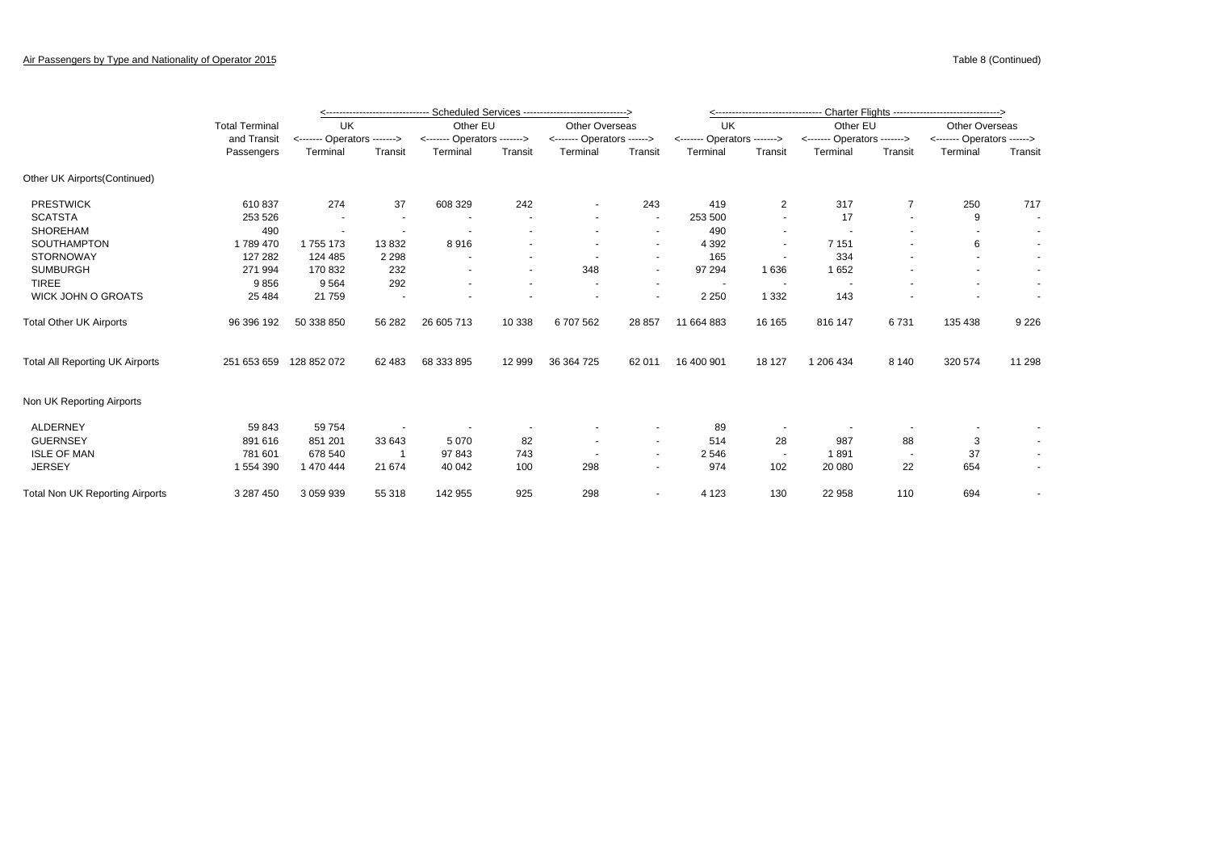Air Passengers by Type and Nationality of Operator 2015

Table 8 (Continued)

| | Total Terminal and Transit Passengers | Scheduled Services | | | | | | Charter Flights | | | | | |
|---|---|---|---|---|---|---|---|---|---|---|---|---|---|
| | | UK Operators | | Other EU Operators | | Other Overseas Operators | | UK Operators | | Other EU Operators | | Other Overseas Operators | |
| | | Terminal | Transit | Terminal | Transit | Terminal | Transit | Terminal | Transit | Terminal | Transit | Terminal | Transit |
| Other UK Airports(Continued) | | | | | | | | | | | | | |
| PRESTWICK | 610 837 | 274 | 37 | 608 329 | 242 | - | 243 | 419 | 2 | 317 | 7 | 250 | 717 |
| SCATSTA | 253 526 | - | - | - | - | - | - | 253 500 | - | 17 | - | 9 | - |
| SHOREHAM | 490 | - | - | - | - | - | - | 490 | - | - | - | - | - |
| SOUTHAMPTON | 1 789 470 | 1 755 173 | 13 832 | 8 916 | - | - | - | 4 392 | - | 7 151 | - | 6 | - |
| STORNOWAY | 127 282 | 124 485 | 2 298 | - | - | - | - | 165 | - | 334 | - | - | - |
| SUMBURGH | 271 994 | 170 832 | 232 | - | - | 348 | - | 97 294 | 1 636 | 1 652 | - | - | - |
| TIREE | 9 856 | 9 564 | 292 | - | - | - | - | - | - | - | - | - | - |
| WICK JOHN O GROATS | 25 484 | 21 759 | - | - | - | - | - | 2 250 | 1 332 | 143 | - | - | - |
| Total Other UK Airports | 96 396 192 | 50 338 850 | 56 282 | 26 605 713 | 10 338 | 6 707 562 | 28 857 | 11 664 883 | 16 165 | 816 147 | 6 731 | 135 438 | 9 226 |
| Total All Reporting UK Airports | 251 653 659 | 128 852 072 | 62 483 | 68 333 895 | 12 999 | 36 364 725 | 62 011 | 16 400 901 | 18 127 | 1 206 434 | 8 140 | 320 574 | 11 298 |
| Non UK Reporting Airports | | | | | | | | | | | | | |
| ALDERNEY | 59 843 | 59 754 | - | - | - | - | - | 89 | - | - | - | - | - |
| GUERNSEY | 891 616 | 851 201 | 33 643 | 5 070 | 82 | - | - | 514 | 28 | 987 | 88 | 3 | - |
| ISLE OF MAN | 781 601 | 678 540 | 1 | 97 843 | 743 | - | - | 2 546 | - | 1 891 | - | 37 | - |
| JERSEY | 1 554 390 | 1 470 444 | 21 674 | 40 042 | 100 | 298 | - | 974 | 102 | 20 080 | 22 | 654 | - |
| Total Non UK Reporting Airports | 3 287 450 | 3 059 939 | 55 318 | 142 955 | 925 | 298 | - | 4 123 | 130 | 22 958 | 110 | 694 | - |